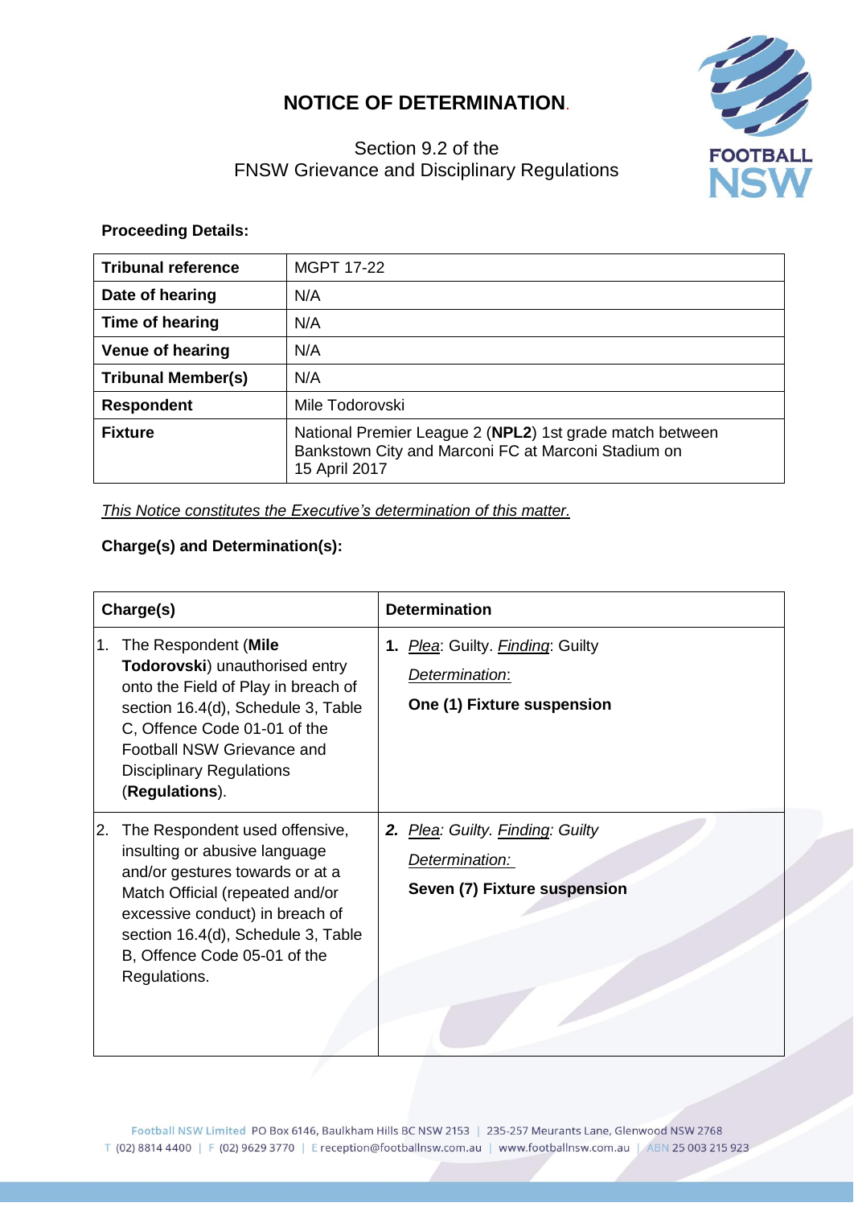# NOTICE OF DETERMINATION.

Section 9.2 of the
FNSW Grievance and Disciplinary Regulations

**Proceeding Details:**

| **Tribunal reference** | MGPT 17-22 |
|---|---|
| **Date of hearing** | N/A |
| **Time of hearing** | N/A |
| **Venue of hearing** | N/A |
| **Tribunal Member(s)** | N/A |
| **Respondent** | Mile Todorovski |
| **Fixture** | National Premier League 2 (**NPL2**) 1st grade match between Bankstown City and Marconi FC at Marconi Stadium on 15 April 2017 |

*This Notice constitutes the Executive's determination of this matter.*

**Charge(s) and Determination(s):**

| **Charge(s)** | **Determination** |
|---|---|
| 1. The Respondent (**Mile Todorovski**) unauthorised entry onto the Field of Play in breach of section 16.4(d), Schedule 3, Table C, Offence Code 01-01 of the Football NSW Grievance and Disciplinary Regulations (**Regulations**). | **1.** *Plea*: Guilty. *Finding*: Guilty<br>*Determination*:<br>**One (1) Fixture suspension** |
| 2. The Respondent used offensive, insulting or abusive language and/or gestures towards or at a Match Official (repeated and/or excessive conduct) in breach of section 16.4(d), Schedule 3, Table B, Offence Code 05-01 of the Regulations. | ***2.*** *Plea: Guilty. Finding: Guilty*<br>*Determination:*<br>**Seven (7) Fixture suspension** |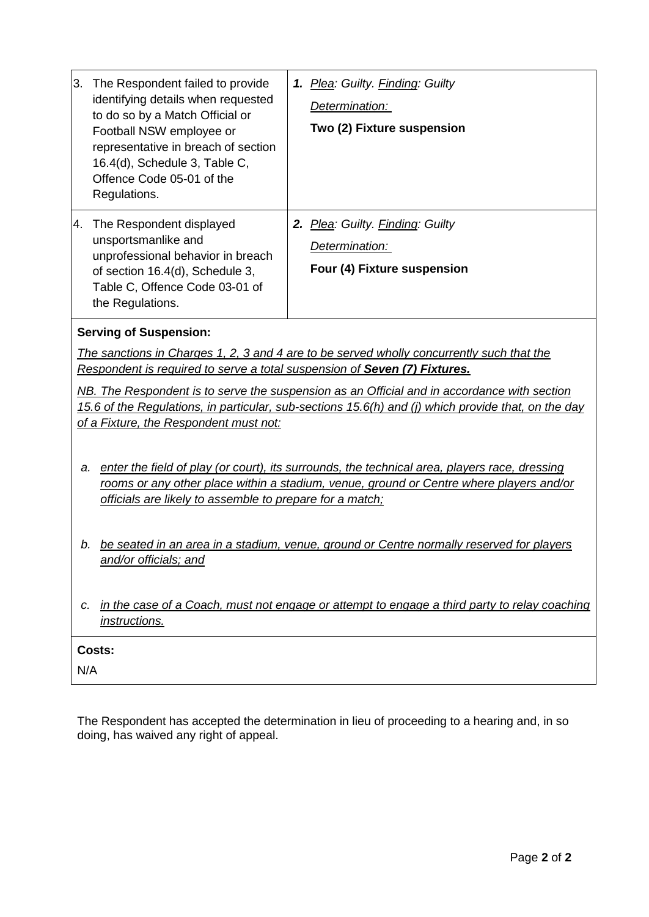| | |
|---|---|
| 3. The Respondent failed to provide identifying details when requested to do so by a Match Official or Football NSW employee or representative in breach of section 16.4(d), Schedule 3, Table C, Offence Code 05-01 of the Regulations. | ***1.*** *Plea: Guilty. Finding: Guilty*<br>*Determination:*<br>**Two (2) Fixture suspension** |
| 4. The Respondent displayed unsportsmanlike and unprofessional behavior in breach of section 16.4(d), Schedule 3, Table C, Offence Code 03-01 of the Regulations. | ***2.*** *Plea: Guilty. Finding: Guilty*<br>*Determination:*<br>**Four (4) Fixture suspension** |

**Serving of Suspension:**

*The sanctions in Charges 1, 2, 3 and 4 are to be served wholly concurrently such that the Respondent is required to serve a total suspension of **Seven (7) Fixtures.***

*NB. The Respondent is to serve the suspension as an Official and in accordance with section 15.6 of the Regulations, in particular, sub-sections 15.6(h) and (j) which provide that, on the day of a Fixture, the Respondent must not:*

a. *enter the field of play (or court), its surrounds, the technical area, players race, dressing rooms or any other place within a stadium, venue, ground or Centre where players and/or officials are likely to assemble to prepare for a match;*

b. *be seated in an area in a stadium, venue, ground or Centre normally reserved for players and/or officials; and*

c. *in the case of a Coach, must not engage or attempt to engage a third party to relay coaching instructions.*

**Costs:**

N/A

The Respondent has accepted the determination in lieu of proceeding to a hearing and, in so doing, has waived any right of appeal.